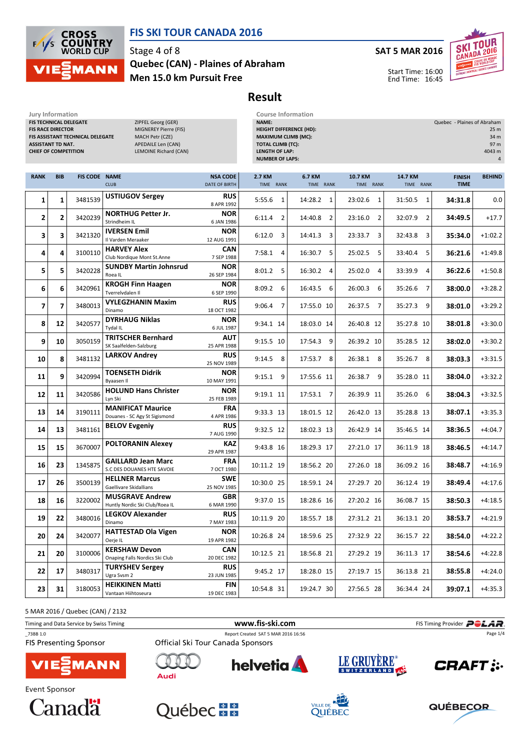# FIS SKI TOUR CANADA 2016

Stage 4 of 8

**Quebec (CAN) - Plaines of Abraham**

**Men 15.0 km Pursuit Free**

**SAT 5 MAR 2016**

Start Time: 16:00
End Time: 16:45

## Result

**Jury Information**

| | |
|---|---|
| FIS TECHNICAL DELEGATE | ZIPFEL Georg (GER) |
| FIS RACE DIRECTOR | MIGNEREY Pierre (FIS) |
| FIS ASSISTANT TECHNICAL DELEGATE | MACH Petr (CZE) |
| ASSISTANT TD NAT. | APEDAILE Len (CAN) |
| CHIEF OF COMPETITION | LEMOINE Richard (CAN) |

**Course Information**

| | |
|---|---|
| NAME: | Quebec - Plaines of Abraham |
| HEIGHT DIFFERENCE (HD): | 25 m |
| MAXIMUM CLIMB (MC): | 34 m |
| TOTAL CLIMB (TC): | 97 m |
| LENGTH OF LAP: | 4043 m |
| NUMBER OF LAPS: | 4 |

| RANK | BIB | FIS CODE | NAME / CLUB | NSA CODE / DATE OF BIRTH | 2.7 KM TIME | RANK | 6.7 KM TIME | RANK | 10.7 KM TIME | RANK | 14.7 KM TIME | RANK | FINISH TIME | BEHIND |
|---|---|---|---|---|---|---|---|---|---|---|---|---|---|---|
| 1 | 1 | 3481539 | **USTIUGOV Sergey** | **RUS** 8 APR 1992 | 5:55.6 | 1 | 14:28.2 | 1 | 23:02.6 | 1 | 31:50.5 | 1 | **34:31.8** | 0.0 |
| 2 | 2 | 3420239 | **NORTHUG Petter Jr.** Strindheim IL | **NOR** 6 JAN 1986 | 6:11.4 | 2 | 14:40.8 | 2 | 23:16.0 | 2 | 32:07.9 | 2 | **34:49.5** | +17.7 |
| 3 | 3 | 3421320 | **IVERSEN Emil** Il Varden Meraaker | **NOR** 12 AUG 1991 | 6:12.0 | 3 | 14:41.3 | 3 | 23:33.7 | 3 | 32:43.8 | 3 | **35:34.0** | +1:02.2 |
| 4 | 4 | 3100110 | **HARVEY Alex** Club Nordique Mont St.Anne | **CAN** 7 SEP 1988 | 7:58.1 | 4 | 16:30.7 | 5 | 25:02.5 | 5 | 33:40.4 | 5 | **36:21.6** | +1:49.8 |
| 5 | 5 | 3420228 | **SUNDBY Martin Johnsrud** Roea IL | **NOR** 26 SEP 1984 | 8:01.2 | 5 | 16:30.2 | 4 | 25:02.0 | 4 | 33:39.9 | 4 | **36:22.6** | +1:50.8 |
| 6 | 6 | 3420961 | **KROGH Finn Haagen** Tverrelvdalen Il | **NOR** 6 SEP 1990 | 8:09.2 | 6 | 16:43.5 | 6 | 26:00.3 | 6 | 35:26.6 | 7 | **38:00.0** | +3:28.2 |
| 7 | 7 | 3480013 | **VYLEGZHANIN Maxim** Dinamo | **RUS** 18 OCT 1982 | 9:06.4 | 7 | 17:55.0 | 10 | 26:37.5 | 7 | 35:27.3 | 9 | **38:01.0** | +3:29.2 |
| 8 | 12 | 3420577 | **DYRHAUG Niklas** Tydal IL | **NOR** 6 JUL 1987 | 9:34.1 | 14 | 18:03.0 | 14 | 26:40.8 | 12 | 35:27.8 | 10 | **38:01.8** | +3:30.0 |
| 9 | 10 | 3050159 | **TRITSCHER Bernhard** SK Saalfelden-Salzburg | **AUT** 25 APR 1988 | 9:15.5 | 10 | 17:54.3 | 9 | 26:39.2 | 10 | 35:28.5 | 12 | **38:02.0** | +3:30.2 |
| 10 | 8 | 3481132 | **LARKOV Andrey** | **RUS** 25 NOV 1989 | 9:14.5 | 8 | 17:53.7 | 8 | 26:38.1 | 8 | 35:26.7 | 8 | **38:03.3** | +3:31.5 |
| 11 | 9 | 3420994 | **TOENSETH Didrik** Byaasen Il | **NOR** 10 MAY 1991 | 9:15.1 | 9 | 17:55.6 | 11 | 26:38.7 | 9 | 35:28.0 | 11 | **38:04.0** | +3:32.2 |
| 12 | 11 | 3420586 | **HOLUND Hans Christer** Lyn Ski | **NOR** 25 FEB 1989 | 9:19.1 | 11 | 17:53.1 | 7 | 26:39.9 | 11 | 35:26.0 | 6 | **38:04.3** | +3:32.5 |
| 13 | 14 | 3190111 | **MANIFICAT Maurice** Douanes - SC Agy St Sigismond | **FRA** 4 APR 1986 | 9:33.3 | 13 | 18:01.5 | 12 | 26:42.0 | 13 | 35:28.8 | 13 | **38:07.1** | +3:35.3 |
| 14 | 13 | 3481161 | **BELOV Evgeniy** | **RUS** 7 AUG 1990 | 9:32.5 | 12 | 18:02.3 | 13 | 26:42.9 | 14 | 35:46.5 | 14 | **38:36.5** | +4:04.7 |
| 15 | 15 | 3670007 | **POLTORANIN Alexey** | **KAZ** 29 APR 1987 | 9:43.8 | 16 | 18:29.3 | 17 | 27:21.0 | 17 | 36:11.9 | 18 | **38:46.5** | +4:14.7 |
| 16 | 23 | 1345875 | **GAILLARD Jean Marc** S.C DES DOUANES HTE SAVOIE | **FRA** 7 OCT 1980 | 10:11.2 | 19 | 18:56.2 | 20 | 27:26.0 | 18 | 36:09.2 | 16 | **38:48.7** | +4:16.9 |
| 17 | 26 | 3500139 | **HELLNER Marcus** Gaellivare Skidallians | **SWE** 25 NOV 1985 | 10:30.0 | 25 | 18:59.1 | 24 | 27:29.7 | 20 | 36:12.4 | 19 | **38:49.4** | +4:17.6 |
| 18 | 16 | 3220002 | **MUSGRAVE Andrew** Huntly Nordic Ski Club/Roea IL | **GBR** 6 MAR 1990 | 9:37.0 | 15 | 18:28.6 | 16 | 27:20.2 | 16 | 36:08.7 | 15 | **38:50.3** | +4:18.5 |
| 19 | 22 | 3480016 | **LEGKOV Alexander** Dinamo | **RUS** 7 MAY 1983 | 10:11.9 | 20 | 18:55.7 | 18 | 27:31.2 | 21 | 36:13.1 | 20 | **38:53.7** | +4:21.9 |
| 20 | 24 | 3420077 | **HATTESTAD Ola Vigen** Oerje IL | **NOR** 19 APR 1982 | 10:26.8 | 24 | 18:59.6 | 25 | 27:32.9 | 22 | 36:15.7 | 22 | **38:54.0** | +4:22.2 |
| 21 | 20 | 3100006 | **KERSHAW Devon** Onaping Falls Nordics Ski Club | **CAN** 20 DEC 1982 | 10:12.5 | 21 | 18:56.8 | 21 | 27:29.2 | 19 | 36:11.3 | 17 | **38:54.6** | +4:22.8 |
| 22 | 17 | 3480317 | **TURYSHEV Sergey** Ugra Svsm 2 | **RUS** 23 JUN 1985 | 9:45.2 | 17 | 18:28.0 | 15 | 27:19.7 | 15 | 36:13.8 | 21 | **38:55.8** | +4:24.0 |
| 23 | 31 | 3180053 | **HEIKKINEN Matti** Vantaan Hiihtoseura | **FIN** 19 DEC 1983 | 10:54.8 | 31 | 19:24.7 | 30 | 27:56.5 | 28 | 36:34.4 | 24 | **39:07.1** | +4:35.3 |

5 MAR 2016 / Quebec (CAN) / 2132

Timing and Data Service by Swiss Timing — www.fis-ski.com — FIS Timing Provider POLAR

_73BB 1.0 — Report Created SAT 5 MAR 2016 16:56

FIS Presenting Sponsor: VIESSMANN

Official Ski Tour Canada Sponsors: Audi, helvetia, LE GRUYÈRE SWITZERLAND AOP, CRAFT

Event Sponsor: Canada, Québec, Ville de Québec, QUÉBECOR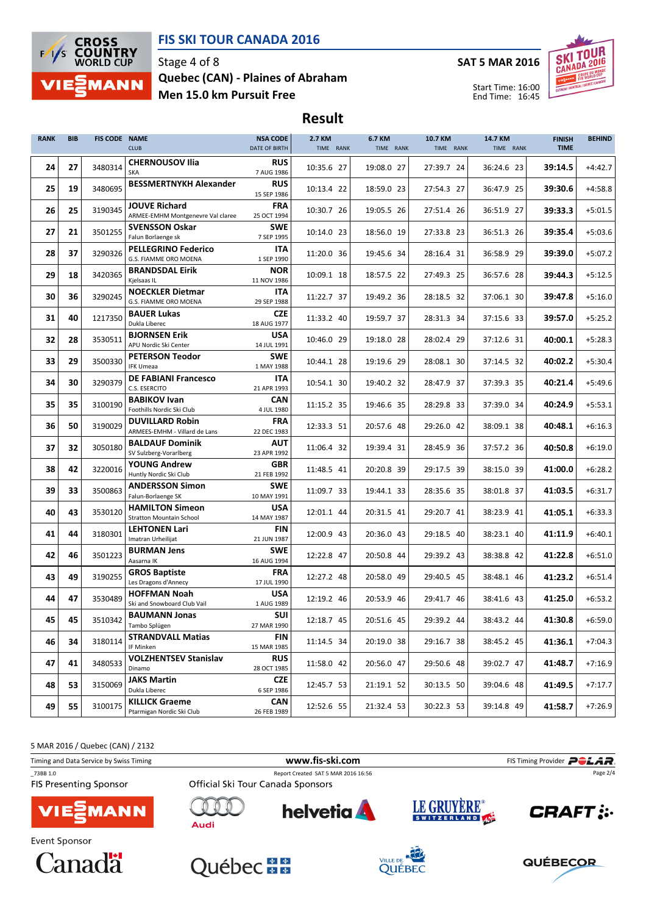# FIS SKI TOUR CANADA 2016

Stage 4 of 8
**Quebec (CAN) - Plaines of Abraham**
**Men 15.0 km Pursuit Free**

**SAT 5 MAR 2016**

Start Time: 16:00
End Time: 16:45

## Result

| RANK | BIB | FIS CODE | NAME / CLUB | NSA CODE / DATE OF BIRTH | 2.7 KM TIME | RANK | 6.7 KM TIME | RANK | 10.7 KM TIME | RANK | 14.7 KM TIME | RANK | FINISH TIME | BEHIND |
|---|---|---|---|---|---|---|---|---|---|---|---|---|---|---|
| 24 | 27 | 3480314 | **CHERNOUSOV Ilia** SKA | **RUS** 7 AUG 1986 | 10:35.6 | 27 | 19:08.0 | 27 | 27:39.7 | 24 | 36:24.6 | 23 | **39:14.5** | +4:42.7 |
| 25 | 19 | 3480695 | **BESSMERTNYKH Alexander** | **RUS** 15 SEP 1986 | 10:13.4 | 22 | 18:59.0 | 23 | 27:54.3 | 27 | 36:47.9 | 25 | **39:30.6** | +4:58.8 |
| 26 | 25 | 3190345 | **JOUVE Richard** ARMEE-EMHM Montgenevre Val claree | **FRA** 25 OCT 1994 | 10:30.7 | 26 | 19:05.5 | 26 | 27:51.4 | 26 | 36:51.9 | 27 | **39:33.3** | +5:01.5 |
| 27 | 21 | 3501255 | **SVENSSON Oskar** Falun Borlaenge sk | **SWE** 7 SEP 1995 | 10:14.0 | 23 | 18:56.0 | 19 | 27:33.8 | 23 | 36:51.3 | 26 | **39:35.4** | +5:03.6 |
| 28 | 37 | 3290326 | **PELLEGRINO Federico** G.S. FIAMME ORO MOENA | **ITA** 1 SEP 1990 | 11:20.0 | 36 | 19:45.6 | 34 | 28:16.4 | 31 | 36:58.9 | 29 | **39:39.0** | +5:07.2 |
| 29 | 18 | 3420365 | **BRANDSDAL Eirik** Kjelsaas IL | **NOR** 11 NOV 1986 | 10:09.1 | 18 | 18:57.5 | 22 | 27:49.3 | 25 | 36:57.6 | 28 | **39:44.3** | +5:12.5 |
| 30 | 36 | 3290245 | **NOECKLER Dietmar** G.S. FIAMME ORO MOENA | **ITA** 29 SEP 1988 | 11:22.7 | 37 | 19:49.2 | 36 | 28:18.5 | 32 | 37:06.1 | 30 | **39:47.8** | +5:16.0 |
| 31 | 40 | 1217350 | **BAUER Lukas** Dukla Liberec | **CZE** 18 AUG 1977 | 11:33.2 | 40 | 19:59.7 | 37 | 28:31.3 | 34 | 37:15.6 | 33 | **39:57.0** | +5:25.2 |
| 32 | 28 | 3530511 | **BJORNSEN Erik** APU Nordic Ski Center | **USA** 14 JUL 1991 | 10:46.0 | 29 | 19:18.0 | 28 | 28:02.4 | 29 | 37:12.6 | 31 | **40:00.1** | +5:28.3 |
| 33 | 29 | 3500330 | **PETERSON Teodor** IFK Umeaa | **SWE** 1 MAY 1988 | 10:44.1 | 28 | 19:19.6 | 29 | 28:08.1 | 30 | 37:14.5 | 32 | **40:02.2** | +5:30.4 |
| 34 | 30 | 3290379 | **DE FABIANI Francesco** C.S. ESERCITO | **ITA** 21 APR 1993 | 10:54.1 | 30 | 19:40.2 | 32 | 28:47.9 | 37 | 37:39.3 | 35 | **40:21.4** | +5:49.6 |
| 35 | 35 | 3100190 | **BABIKOV Ivan** Foothills Nordic Ski Club | **CAN** 4 JUL 1980 | 11:15.2 | 35 | 19:46.6 | 35 | 28:29.8 | 33 | 37:39.0 | 34 | **40:24.9** | +5:53.1 |
| 36 | 50 | 3190029 | **DUVILLARD Robin** ARMEES-EMHM - Villard de Lans | **FRA** 22 DEC 1983 | 12:33.3 | 51 | 20:57.6 | 48 | 29:26.0 | 42 | 38:09.1 | 38 | **40:48.1** | +6:16.3 |
| 37 | 32 | 3050180 | **BALDAUF Dominik** SV Sulzberg-Vorarlberg | **AUT** 23 APR 1992 | 11:06.4 | 32 | 19:39.4 | 31 | 28:45.9 | 36 | 37:57.2 | 36 | **40:50.8** | +6:19.0 |
| 38 | 42 | 3220016 | **YOUNG Andrew** Huntly Nordic Ski Club | **GBR** 21 FEB 1992 | 11:48.5 | 41 | 20:20.8 | 39 | 29:17.5 | 39 | 38:15.0 | 39 | **41:00.0** | +6:28.2 |
| 39 | 33 | 3500863 | **ANDERSSON Simon** Falun-Borlaenge SK | **SWE** 10 MAY 1991 | 11:09.7 | 33 | 19:44.1 | 33 | 28:35.6 | 35 | 38:01.8 | 37 | **41:03.5** | +6:31.7 |
| 40 | 43 | 3530120 | **HAMILTON Simeon** Stratton Mountain School | **USA** 14 MAY 1987 | 12:01.1 | 44 | 20:31.5 | 41 | 29:20.7 | 41 | 38:23.9 | 41 | **41:05.1** | +6:33.3 |
| 41 | 44 | 3180301 | **LEHTONEN Lari** Imatran Urheilijat | **FIN** 21 JUN 1987 | 12:00.9 | 43 | 20:36.0 | 43 | 29:18.5 | 40 | 38:23.1 | 40 | **41:11.9** | +6:40.1 |
| 42 | 46 | 3501223 | **BURMAN Jens** Aasarna IK | **SWE** 16 AUG 1994 | 12:22.8 | 47 | 20:50.8 | 44 | 29:39.2 | 43 | 38:38.8 | 42 | **41:22.8** | +6:51.0 |
| 43 | 49 | 3190255 | **GROS Baptiste** Les Dragons d'Annecy | **FRA** 17 JUL 1990 | 12:27.2 | 48 | 20:58.0 | 49 | 29:40.5 | 45 | 38:48.1 | 46 | **41:23.2** | +6:51.4 |
| 44 | 47 | 3530489 | **HOFFMAN Noah** Ski and Snowboard Club Vail | **USA** 1 AUG 1989 | 12:19.2 | 46 | 20:53.9 | 46 | 29:41.7 | 46 | 38:41.6 | 43 | **41:25.0** | +6:53.2 |
| 45 | 45 | 3510342 | **BAUMANN Jonas** Tambo Splügen | **SUI** 27 MAR 1990 | 12:18.7 | 45 | 20:51.6 | 45 | 29:39.2 | 44 | 38:43.2 | 44 | **41:30.8** | +6:59.0 |
| 46 | 34 | 3180114 | **STRANDVALL Matias** IF Minken | **FIN** 15 MAR 1985 | 11:14.5 | 34 | 20:19.0 | 38 | 29:16.7 | 38 | 38:45.2 | 45 | **41:36.1** | +7:04.3 |
| 47 | 41 | 3480533 | **VOLZHENTSEV Stanislav** Dinamo | **RUS** 28 OCT 1985 | 11:58.0 | 42 | 20:56.0 | 47 | 29:50.6 | 48 | 39:02.7 | 47 | **41:48.7** | +7:16.9 |
| 48 | 53 | 3150069 | **JAKS Martin** Dukla Liberec | **CZE** 6 SEP 1986 | 12:45.7 | 53 | 21:19.1 | 52 | 30:13.5 | 50 | 39:04.6 | 48 | **41:49.5** | +7:17.7 |
| 49 | 55 | 3100175 | **KILLICK Graeme** Ptarmigan Nordic Ski Club | **CAN** 26 FEB 1989 | 12:52.6 | 55 | 21:32.4 | 53 | 30:22.3 | 53 | 39:14.8 | 49 | **41:58.7** | +7:26.9 |

5 MAR 2016 / Quebec (CAN) / 2132

Timing and Data Service by Swiss Timing | www.fis-ski.com | FIS Timing Provider POLAR

_73BB 1.0 | Report Created SAT 5 MAR 2016 16:56

FIS Presenting Sponsor: VIESSMANN

Official Ski Tour Canada Sponsors: Audi, helvetia, LE GRUYÈRE SWITZERLAND AOP, CRAFT

Event Sponsor: Canada, Québec, Ville de Québec, QUÉBECOR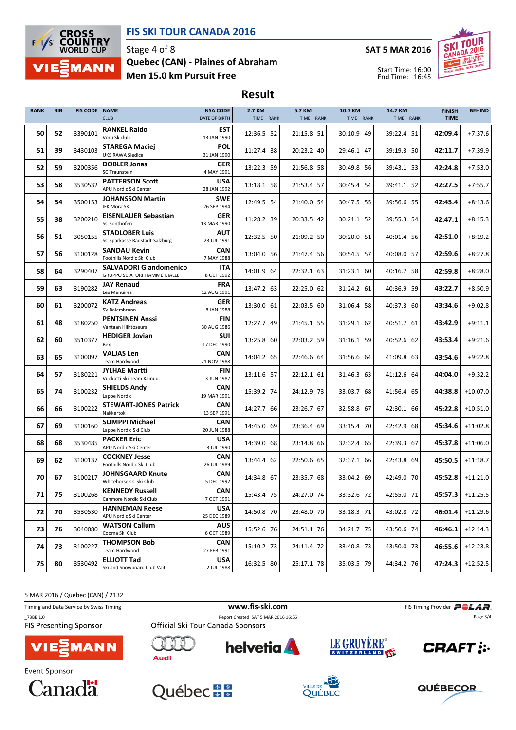# FIS SKI TOUR CANADA 2016

Stage 4 of 8
**Quebec (CAN) - Plaines of Abraham**
**Men 15.0 km Pursuit Free**

**SAT 5 MAR 2016**

Start Time: 16:00
End Time: 16:45

## Result

| RANK | BIB | FIS CODE | NAME / CLUB | NSA CODE / DATE OF BIRTH | 2.7 KM TIME | RANK | 6.7 KM TIME | RANK | 10.7 KM TIME | RANK | 14.7 KM TIME | RANK | FINISH TIME | BEHIND |
|---|---|---|---|---|---|---|---|---|---|---|---|---|---|---|
| 50 | 52 | 3390101 | **RANKEL Raido** Voru Skiclub | **EST** 13 JAN 1990 | 12:36.5 | 52 | 21:15.8 | 51 | 30:10.9 | 49 | 39:22.4 | 51 | **42:09.4** | +7:37.6 |
| 51 | 39 | 3430103 | **STAREGA Maciej** UKS RAWA Siedlce | **POL** 31 JAN 1990 | 11:27.4 | 38 | 20:23.2 | 40 | 29:46.1 | 47 | 39:19.3 | 50 | **42:11.7** | +7:39.9 |
| 52 | 59 | 3200356 | **DOBLER Jonas** SC Traunstein | **GER** 4 MAY 1991 | 13:22.3 | 59 | 21:56.8 | 58 | 30:49.8 | 56 | 39:43.1 | 53 | **42:24.8** | +7:53.0 |
| 53 | 58 | 3530532 | **PATTERSON Scott** APU Nordic Ski Center | **USA** 28 JAN 1992 | 13:18.1 | 58 | 21:53.4 | 57 | 30:45.4 | 54 | 39:41.1 | 52 | **42:27.5** | +7:55.7 |
| 54 | 54 | 3500153 | **JOHANSSON Martin** IFK Mora SK | **SWE** 26 SEP 1984 | 12:49.5 | 54 | 21:40.0 | 54 | 30:47.5 | 55 | 39:56.6 | 55 | **42:45.4** | +8:13.6 |
| 55 | 38 | 3200210 | **EISENLAUER Sebastian** SC Sonthofen | **GER** 13 MAR 1990 | 11:28.2 | 39 | 20:33.5 | 42 | 30:21.1 | 52 | 39:55.3 | 54 | **42:47.1** | +8:15.3 |
| 56 | 51 | 3050155 | **STADLOBER Luis** SC Sparkasse Radstadt-Salzburg | **AUT** 23 JUL 1991 | 12:32.5 | 50 | 21:09.2 | 50 | 30:20.0 | 51 | 40:01.4 | 56 | **42:51.0** | +8:19.2 |
| 57 | 56 | 3100128 | **SANDAU Kevin** Foothills Nordic Ski Club | **CAN** 7 MAY 1988 | 13:04.0 | 56 | 21:47.4 | 56 | 30:54.5 | 57 | 40:08.0 | 57 | **42:59.6** | +8:27.8 |
| 58 | 64 | 3290407 | **SALVADORI Giandomenico** GRUPPO SCIATORI FIAMME GIALLE | **ITA** 8 OCT 1992 | 14:01.9 | 64 | 22:32.1 | 63 | 31:23.1 | 60 | 40:16.7 | 58 | **42:59.8** | +8:28.0 |
| 59 | 63 | 3190282 | **JAY Renaud** Les Menuires | **FRA** 12 AUG 1991 | 13:47.2 | 63 | 22:25.0 | 62 | 31:24.2 | 61 | 40:36.9 | 59 | **43:22.7** | +8:50.9 |
| 60 | 61 | 3200072 | **KATZ Andreas** SV Baiersbronn | **GER** 8 JAN 1988 | 13:30.0 | 61 | 22:03.5 | 60 | 31:06.4 | 58 | 40:37.3 | 60 | **43:34.6** | +9:02.8 |
| 61 | 48 | 3180250 | **PENTSINEN Anssi** Vantaan Hiihtoseura | **FIN** 30 AUG 1986 | 12:27.7 | 49 | 21:45.1 | 55 | 31:29.1 | 62 | 40:51.7 | 61 | **43:42.9** | +9:11.1 |
| 62 | 60 | 3510377 | **HEDIGER Jovian** Bex | **SUI** 17 DEC 1990 | 13:25.8 | 60 | 22:03.2 | 59 | 31:16.1 | 59 | 40:52.6 | 62 | **43:53.4** | +9:21.6 |
| 63 | 65 | 3100097 | **VALJAS Len** Team Hardwood | **CAN** 21 NOV 1988 | 14:04.2 | 65 | 22:46.6 | 64 | 31:56.6 | 64 | 41:09.8 | 63 | **43:54.6** | +9:22.8 |
| 64 | 57 | 3180221 | **JYLHAE Martti** Vuokatti Ski Team Kainuu | **FIN** 3 JUN 1987 | 13:11.6 | 57 | 22:12.1 | 61 | 31:46.3 | 63 | 41:12.6 | 64 | **44:04.0** | +9:32.2 |
| 65 | 74 | 3100232 | **SHIELDS Andy** Lappe Nordic | **CAN** 19 MAR 1991 | 15:39.2 | 74 | 24:12.9 | 73 | 33:03.7 | 68 | 41:56.4 | 65 | **44:38.8** | +10:07.0 |
| 66 | 66 | 3100222 | **STEWART-JONES Patrick** Nakkertok | **CAN** 13 SEP 1991 | 14:27.7 | 66 | 23:26.7 | 67 | 32:58.8 | 67 | 42:30.1 | 66 | **45:22.8** | +10:51.0 |
| 67 | 69 | 3100160 | **SOMPPI Michael** Lappe Nordic Ski Club | **CAN** 20 JUN 1988 | 14:45.0 | 69 | 23:36.4 | 69 | 33:15.4 | 70 | 42:42.9 | 68 | **45:34.6** | +11:02.8 |
| 68 | 68 | 3530485 | **PACKER Eric** APU Nordic Ski Center | **USA** 3 JUL 1990 | 14:39.0 | 68 | 23:14.8 | 66 | 32:32.4 | 65 | 42:39.3 | 67 | **45:37.8** | +11:06.0 |
| 69 | 62 | 3100137 | **COCKNEY Jesse** Foothills Nordic Ski Club | **CAN** 26 JUL 1989 | 13:44.4 | 62 | 22:50.6 | 65 | 32:37.1 | 66 | 42:43.8 | 69 | **45:50.5** | +11:18.7 |
| 70 | 67 | 3100217 | **JOHNSGAARD Knute** Whitehorse CC Ski Club | **CAN** 5 DEC 1992 | 14:34.8 | 67 | 23:35.7 | 68 | 33:04.2 | 69 | 42:49.0 | 70 | **45:52.8** | +11:21.0 |
| 71 | 75 | 3100268 | **KENNEDY Russell** Canmore Nordic Ski Club | **CAN** 7 OCT 1991 | 15:43.4 | 75 | 24:27.0 | 74 | 33:32.6 | 72 | 42:55.0 | 71 | **45:57.3** | +11:25.5 |
| 72 | 70 | 3530530 | **HANNEMAN Reese** APU Nordic Ski Center | **USA** 25 DEC 1989 | 14:50.8 | 70 | 23:48.0 | 70 | 33:18.3 | 71 | 43:02.8 | 72 | **46:01.4** | +11:29.6 |
| 73 | 76 | 3040080 | **WATSON Callum** Cooma Ski Club | **AUS** 6 OCT 1989 | 15:52.6 | 76 | 24:51.1 | 76 | 34:21.7 | 75 | 43:50.6 | 74 | **46:46.1** | +12:14.3 |
| 74 | 73 | 3100227 | **THOMPSON Bob** Team Hardwood | **CAN** 27 FEB 1991 | 15:10.2 | 73 | 24:11.4 | 72 | 33:40.8 | 73 | 43:50.0 | 73 | **46:55.6** | +12:23.8 |
| 75 | 80 | 3530492 | **ELLIOTT Tad** Ski and Snowboard Club Vail | **USA** 2 JUL 1988 | 16:32.5 | 80 | 25:17.1 | 78 | 35:03.5 | 79 | 44:34.2 | 76 | **47:24.3** | +12:52.5 |

5 MAR 2016 / Quebec (CAN) / 2132

Timing and Data Service by Swiss Timing — www.fis-ski.com — FIS Timing Provider POLAR

_73B8 1.0 — Report Created SAT 5 MAR 2016 16:56

FIS Presenting Sponsor: VIESSMANN

Official Ski Tour Canada Sponsors: Audi, helvetia, Le Gruyère Switzerland AOP, CRAFT

Event Sponsor: Canada, Québec, Ville de Québec, Québecor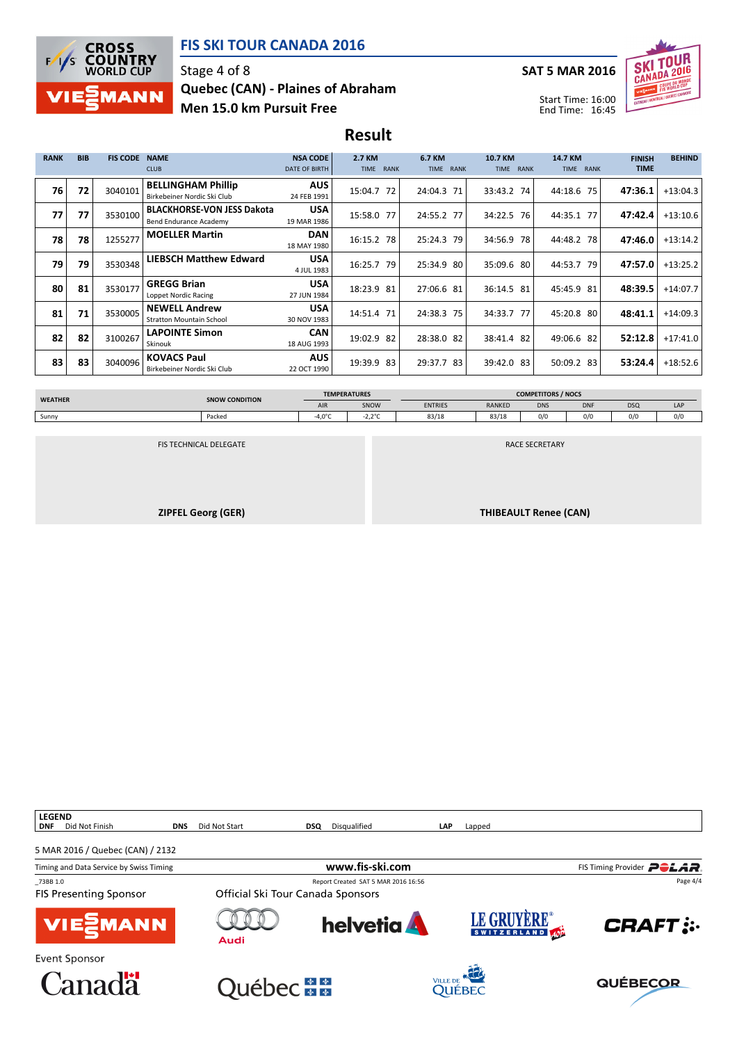# FIS SKI TOUR CANADA 2016

Stage 4 of 8
Quebec (CAN) - Plaines of Abraham
Men 15.0 km Pursuit Free

SAT 5 MAR 2016

Start Time: 16:00
End Time: 16:45

## Result

| RANK | BIB | FIS CODE | NAME / CLUB | NSA CODE / DATE OF BIRTH | 2.7 KM TIME | RANK | 6.7 KM TIME | RANK | 10.7 KM TIME | RANK | 14.7 KM TIME | RANK | FINISH TIME | BEHIND |
|---|---|---|---|---|---|---|---|---|---|---|---|---|---|---|
| 76 | 72 | 3040101 | **BELLINGHAM Phillip** Birkebeiner Nordic Ski Club | AUS 24 FEB 1991 | 15:04.7 | 72 | 24:04.3 | 71 | 33:43.2 | 74 | 44:18.6 | 75 | **47:36.1** | +13:04.3 |
| 77 | 77 | 3530100 | **BLACKHORSE-VON JESS Dakota** Bend Endurance Academy | USA 19 MAR 1986 | 15:58.0 | 77 | 24:55.2 | 77 | 34:22.5 | 76 | 44:35.1 | 77 | **47:42.4** | +13:10.6 |
| 78 | 78 | 1255277 | **MOELLER Martin** | DAN 18 MAY 1980 | 16:15.2 | 78 | 25:24.3 | 79 | 34:56.9 | 78 | 44:48.2 | 78 | **47:46.0** | +13:14.2 |
| 79 | 79 | 3530348 | **LIEBSCH Matthew Edward** | USA 4 JUL 1983 | 16:25.7 | 79 | 25:34.9 | 80 | 35:09.6 | 80 | 44:53.7 | 79 | **47:57.0** | +13:25.2 |
| 80 | 81 | 3530177 | **GREGG Brian** Loppet Nordic Racing | USA 27 JUN 1984 | 18:23.9 | 81 | 27:06.6 | 81 | 36:14.5 | 81 | 45:45.9 | 81 | **48:39.5** | +14:07.7 |
| 81 | 71 | 3530005 | **NEWELL Andrew** Stratton Mountain School | USA 30 NOV 1983 | 14:51.4 | 71 | 24:38.3 | 75 | 34:33.7 | 77 | 45:20.8 | 80 | **48:41.1** | +14:09.3 |
| 82 | 82 | 3100267 | **LAPOINTE Simon** Skinouk | CAN 18 AUG 1993 | 19:02.9 | 82 | 28:38.0 | 82 | 38:41.4 | 82 | 49:06.6 | 82 | **52:12.8** | +17:41.0 |
| 83 | 83 | 3040096 | **KOVACS Paul** Birkebeiner Nordic Ski Club | AUS 22 OCT 1990 | 19:39.9 | 83 | 29:37.7 | 83 | 39:42.0 | 83 | 50:09.2 | 83 | **53:24.4** | +18:52.6 |

| WEATHER | SNOW CONDITION | TEMPERATURES | | COMPETITORS / NOCS | | | | | |
|---|---|---|---|---|---|---|---|---|---|
| | | AIR | SNOW | ENTRIES | RANKED | DNS | DNF | DSQ | LAP |
| Sunny | Packed | -4,0°C | -2,2°C | 83/18 | 83/18 | 0/0 | 0/0 | 0/0 | 0/0 |

| FIS TECHNICAL DELEGATE | RACE SECRETARY |
|---|---|
| **ZIPFEL Georg (GER)** | **THIBEAULT Renee (CAN)** |

**LEGEND**
**DNF** Did Not Finish **DNS** Did Not Start **DSQ** Disqualified **LAP** Lapped

5 MAR 2016 / Quebec (CAN) / 2132

Timing and Data Service by Swiss Timing — www.fis-ski.com — FIS Timing Provider POLAR

_73B8 1.0 — Report Created SAT 5 MAR 2016 16:56

FIS Presenting Sponsor — Official Ski Tour Canada Sponsors

Event Sponsor